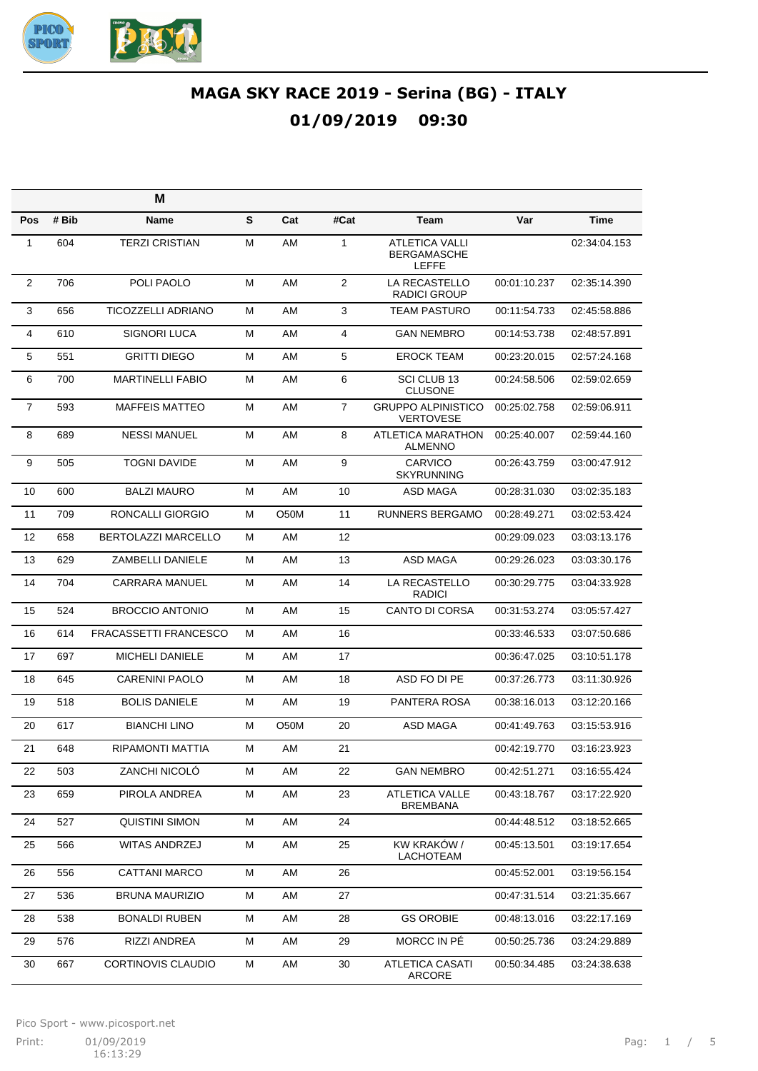# MAGA SKY RACE 2019 - Serina (BG) - ITALY

## 01/09/2019 09:30

| M | | | | | | | | |
|---|---|---|---|---|---|---|---|---|
| **Pos** | **# Bib** | **Name** | **S** | **Cat** | **#Cat** | **Team** | **Var** | **Time** |
| 1 | 604 | TERZI CRISTIAN | M | AM | 1 | ATLETICA VALLI BERGAMASCHE LEFFE | | 02:34:04.153 |
| 2 | 706 | POLI PAOLO | M | AM | 2 | LA RECASTELLO RADICI GROUP | 00:01:10.237 | 02:35:14.390 |
| 3 | 656 | TICOZZELLI ADRIANO | M | AM | 3 | TEAM PASTURO | 00:11:54.733 | 02:45:58.886 |
| 4 | 610 | SIGNORI LUCA | M | AM | 4 | GAN NEMBRO | 00:14:53.738 | 02:48:57.891 |
| 5 | 551 | GRITTI DIEGO | M | AM | 5 | EROCK TEAM | 00:23:20.015 | 02:57:24.168 |
| 6 | 700 | MARTINELLI FABIO | M | AM | 6 | SCI CLUB 13 CLUSONE | 00:24:58.506 | 02:59:02.659 |
| 7 | 593 | MAFFEIS MATTEO | M | AM | 7 | GRUPPO ALPINISTICO VERTOVESE | 00:25:02.758 | 02:59:06.911 |
| 8 | 689 | NESSI MANUEL | M | AM | 8 | ATLETICA MARATHON ALMENNO | 00:25:40.007 | 02:59:44.160 |
| 9 | 505 | TOGNI DAVIDE | M | AM | 9 | CARVICO SKYRUNNING | 00:26:43.759 | 03:00:47.912 |
| 10 | 600 | BALZI MAURO | M | AM | 10 | ASD MAGA | 00:28:31.030 | 03:02:35.183 |
| 11 | 709 | RONCALLI GIORGIO | M | O50M | 11 | RUNNERS BERGAMO | 00:28:49.271 | 03:02:53.424 |
| 12 | 658 | BERTOLAZZI MARCELLO | M | AM | 12 | | 00:29:09.023 | 03:03:13.176 |
| 13 | 629 | ZAMBELLI DANIELE | M | AM | 13 | ASD MAGA | 00:29:26.023 | 03:03:30.176 |
| 14 | 704 | CARRARA MANUEL | M | AM | 14 | LA RECASTELLO RADICI | 00:30:29.775 | 03:04:33.928 |
| 15 | 524 | BROCCIO ANTONIO | M | AM | 15 | CANTO DI CORSA | 00:31:53.274 | 03:05:57.427 |
| 16 | 614 | FRACASSETTI FRANCESCO | M | AM | 16 | | 00:33:46.533 | 03:07:50.686 |
| 17 | 697 | MICHELI DANIELE | M | AM | 17 | | 00:36:47.025 | 03:10:51.178 |
| 18 | 645 | CARENINI PAOLO | M | AM | 18 | ASD FO DI PE | 00:37:26.773 | 03:11:30.926 |
| 19 | 518 | BOLIS DANIELE | M | AM | 19 | PANTERA ROSA | 00:38:16.013 | 03:12:20.166 |
| 20 | 617 | BIANCHI LINO | M | O50M | 20 | ASD MAGA | 00:41:49.763 | 03:15:53.916 |
| 21 | 648 | RIPAMONTI MATTIA | M | AM | 21 | | 00:42:19.770 | 03:16:23.923 |
| 22 | 503 | ZANCHI NICOLÓ | M | AM | 22 | GAN NEMBRO | 00:42:51.271 | 03:16:55.424 |
| 23 | 659 | PIROLA ANDREA | M | AM | 23 | ATLETICA VALLE BREMBANA | 00:43:18.767 | 03:17:22.920 |
| 24 | 527 | QUISTINI SIMON | M | AM | 24 | | 00:44:48.512 | 03:18:52.665 |
| 25 | 566 | WITAS ANDRZEJ | M | AM | 25 | KW KRAKÓW / LACHOTEAM | 00:45:13.501 | 03:19:17.654 |
| 26 | 556 | CATTANI MARCO | M | AM | 26 | | 00:45:52.001 | 03:19:56.154 |
| 27 | 536 | BRUNA MAURIZIO | M | AM | 27 | | 00:47:31.514 | 03:21:35.667 |
| 28 | 538 | BONALDI RUBEN | M | AM | 28 | GS OROBIE | 00:48:13.016 | 03:22:17.169 |
| 29 | 576 | RIZZI ANDREA | M | AM | 29 | MORCC IN PÉ | 00:50:25.736 | 03:24:29.889 |
| 30 | 667 | CORTINOVIS CLAUDIO | M | AM | 30 | ATLETICA CASATI ARCORE | 00:50:34.485 | 03:24:38.638 |

Pico Sport - www.picosport.net

Print: 01/09/2019 16:13:29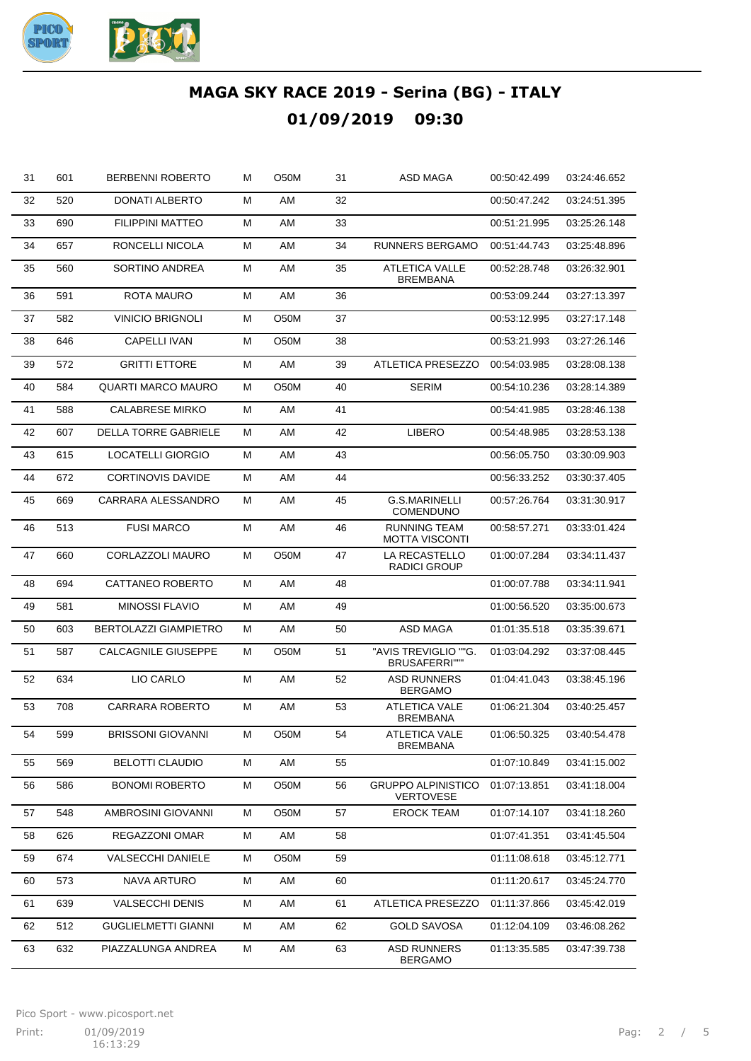# MAGA SKY RACE 2019 - Serina (BG) - ITALY

## 01/09/2019 09:30

| | | | | | | | | |
|---|---|---|---|---|---|---|---|---|
| 31 | 601 | BERBENNI ROBERTO | M | O50M | 31 | ASD MAGA | 00:50:42.499 | 03:24:46.652 |
| 32 | 520 | DONATI ALBERTO | M | AM | 32 | | 00:50:47.242 | 03:24:51.395 |
| 33 | 690 | FILIPPINI MATTEO | M | AM | 33 | | 00:51:21.995 | 03:25:26.148 |
| 34 | 657 | RONCELLI NICOLA | M | AM | 34 | RUNNERS BERGAMO | 00:51:44.743 | 03:25:48.896 |
| 35 | 560 | SORTINO ANDREA | M | AM | 35 | ATLETICA VALLE BREMBANA | 00:52:28.748 | 03:26:32.901 |
| 36 | 591 | ROTA MAURO | M | AM | 36 | | 00:53:09.244 | 03:27:13.397 |
| 37 | 582 | VINICIO BRIGNOLI | M | O50M | 37 | | 00:53:12.995 | 03:27:17.148 |
| 38 | 646 | CAPELLI IVAN | M | O50M | 38 | | 00:53:21.993 | 03:27:26.146 |
| 39 | 572 | GRITTI ETTORE | M | AM | 39 | ATLETICA PRESEZZO | 00:54:03.985 | 03:28:08.138 |
| 40 | 584 | QUARTI MARCO MAURO | M | O50M | 40 | SERIM | 00:54:10.236 | 03:28:14.389 |
| 41 | 588 | CALABRESE MIRKO | M | AM | 41 | | 00:54:41.985 | 03:28:46.138 |
| 42 | 607 | DELLA TORRE GABRIELE | M | AM | 42 | LIBERO | 00:54:48.985 | 03:28:53.138 |
| 43 | 615 | LOCATELLI GIORGIO | M | AM | 43 | | 00:56:05.750 | 03:30:09.903 |
| 44 | 672 | CORTINOVIS DAVIDE | M | AM | 44 | | 00:56:33.252 | 03:30:37.405 |
| 45 | 669 | CARRARA ALESSANDRO | M | AM | 45 | G.S.MARINELLI COMENDUNO | 00:57:26.764 | 03:31:30.917 |
| 46 | 513 | FUSI MARCO | M | AM | 46 | RUNNING TEAM MOTTA VISCONTI | 00:58:57.271 | 03:33:01.424 |
| 47 | 660 | CORLAZZOLI MAURO | M | O50M | 47 | LA RECASTELLO RADICI GROUP | 01:00:07.284 | 03:34:11.437 |
| 48 | 694 | CATTANEO ROBERTO | M | AM | 48 | | 01:00:07.788 | 03:34:11.941 |
| 49 | 581 | MINOSSI FLAVIO | M | AM | 49 | | 01:00:56.520 | 03:35:00.673 |
| 50 | 603 | BERTOLAZZI GIAMPIETRO | M | AM | 50 | ASD MAGA | 01:01:35.518 | 03:35:39.671 |
| 51 | 587 | CALCAGNILE GIUSEPPE | M | O50M | 51 | "AVIS TREVIGLIO ""G. BRUSAFERRI""" | 01:03:04.292 | 03:37:08.445 |
| 52 | 634 | LIO CARLO | M | AM | 52 | ASD RUNNERS BERGAMO | 01:04:41.043 | 03:38:45.196 |
| 53 | 708 | CARRARA ROBERTO | M | AM | 53 | ATLETICA VALE BREMBANA | 01:06:21.304 | 03:40:25.457 |
| 54 | 599 | BRISSONI GIOVANNI | M | O50M | 54 | ATLETICA VALE BREMBANA | 01:06:50.325 | 03:40:54.478 |
| 55 | 569 | BELOTTI CLAUDIO | M | AM | 55 | | 01:07:10.849 | 03:41:15.002 |
| 56 | 586 | BONOMI ROBERTO | M | O50M | 56 | GRUPPO ALPINISTICO VERTOVESE | 01:07:13.851 | 03:41:18.004 |
| 57 | 548 | AMBROSINI GIOVANNI | M | O50M | 57 | EROCK TEAM | 01:07:14.107 | 03:41:18.260 |
| 58 | 626 | REGAZZONI OMAR | M | AM | 58 | | 01:07:41.351 | 03:41:45.504 |
| 59 | 674 | VALSECCHI DANIELE | M | O50M | 59 | | 01:11:08.618 | 03:45:12.771 |
| 60 | 573 | NAVA ARTURO | M | AM | 60 | | 01:11:20.617 | 03:45:24.770 |
| 61 | 639 | VALSECCHI DENIS | M | AM | 61 | ATLETICA PRESEZZO | 01:11:37.866 | 03:45:42.019 |
| 62 | 512 | GUGLIELMETTI GIANNI | M | AM | 62 | GOLD SAVOSA | 01:12:04.109 | 03:46:08.262 |
| 63 | 632 | PIAZZALUNGA ANDREA | M | AM | 63 | ASD RUNNERS BERGAMO | 01:13:35.585 | 03:47:39.738 |

Pico Sport - www.picosport.net

Print: 01/09/2019 16:13:29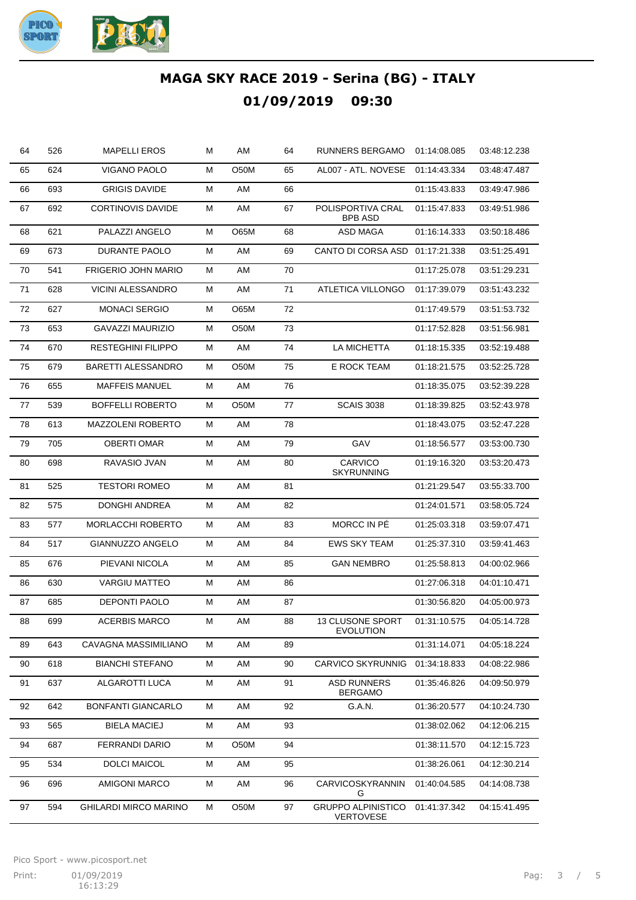# MAGA SKY RACE 2019 - Serina (BG) - ITALY

## 01/09/2019 09:30

| | | | | | | | | |
|---|---|---|---|---|---|---|---|---|
| 64 | 526 | MAPELLI EROS | M | AM | 64 | RUNNERS BERGAMO | 01:14:08.085 | 03:48:12.238 |
| 65 | 624 | VIGANO PAOLO | M | O50M | 65 | AL007 - ATL. NOVESE | 01:14:43.334 | 03:48:47.487 |
| 66 | 693 | GRIGIS DAVIDE | M | AM | 66 | | 01:15:43.833 | 03:49:47.986 |
| 67 | 692 | CORTINOVIS DAVIDE | M | AM | 67 | POLISPORTIVA CRAL BPB ASD | 01:15:47.833 | 03:49:51.986 |
| 68 | 621 | PALAZZI ANGELO | M | O65M | 68 | ASD MAGA | 01:16:14.333 | 03:50:18.486 |
| 69 | 673 | DURANTE PAOLO | M | AM | 69 | CANTO DI CORSA ASD | 01:17:21.338 | 03:51:25.491 |
| 70 | 541 | FRIGERIO JOHN MARIO | M | AM | 70 | | 01:17:25.078 | 03:51:29.231 |
| 71 | 628 | VICINI ALESSANDRO | M | AM | 71 | ATLETICA VILLONGO | 01:17:39.079 | 03:51:43.232 |
| 72 | 627 | MONACI SERGIO | M | O65M | 72 | | 01:17:49.579 | 03:51:53.732 |
| 73 | 653 | GAVAZZI MAURIZIO | M | O50M | 73 | | 01:17:52.828 | 03:51:56.981 |
| 74 | 670 | RESTEGHINI FILIPPO | M | AM | 74 | LA MICHETTA | 01:18:15.335 | 03:52:19.488 |
| 75 | 679 | BARETTI ALESSANDRO | M | O50M | 75 | E ROCK TEAM | 01:18:21.575 | 03:52:25.728 |
| 76 | 655 | MAFFEIS MANUEL | M | AM | 76 | | 01:18:35.075 | 03:52:39.228 |
| 77 | 539 | BOFFELLI ROBERTO | M | O50M | 77 | SCAIS 3038 | 01:18:39.825 | 03:52:43.978 |
| 78 | 613 | MAZZOLENI ROBERTO | M | AM | 78 | | 01:18:43.075 | 03:52:47.228 |
| 79 | 705 | OBERTI OMAR | M | AM | 79 | GAV | 01:18:56.577 | 03:53:00.730 |
| 80 | 698 | RAVASIO JVAN | M | AM | 80 | CARVICO SKYRUNNING | 01:19:16.320 | 03:53:20.473 |
| 81 | 525 | TESTORI ROMEO | M | AM | 81 | | 01:21:29.547 | 03:55:33.700 |
| 82 | 575 | DONGHI ANDREA | M | AM | 82 | | 01:24:01.571 | 03:58:05.724 |
| 83 | 577 | MORLACCHI ROBERTO | M | AM | 83 | MORCC IN PÉ | 01:25:03.318 | 03:59:07.471 |
| 84 | 517 | GIANNUZZO ANGELO | M | AM | 84 | EWS SKY TEAM | 01:25:37.310 | 03:59:41.463 |
| 85 | 676 | PIEVANI NICOLA | M | AM | 85 | GAN NEMBRO | 01:25:58.813 | 04:00:02.966 |
| 86 | 630 | VARGIU MATTEO | M | AM | 86 | | 01:27:06.318 | 04:01:10.471 |
| 87 | 685 | DEPONTI PAOLO | M | AM | 87 | | 01:30:56.820 | 04:05:00.973 |
| 88 | 699 | ACERBIS MARCO | M | AM | 88 | 13 CLUSONE SPORT EVOLUTION | 01:31:10.575 | 04:05:14.728 |
| 89 | 643 | CAVAGNA MASSIMILIANO | M | AM | 89 | | 01:31:14.071 | 04:05:18.224 |
| 90 | 618 | BIANCHI STEFANO | M | AM | 90 | CARVICO SKYRUNNIG | 01:34:18.833 | 04:08:22.986 |
| 91 | 637 | ALGAROTTI LUCA | M | AM | 91 | ASD RUNNERS BERGAMO | 01:35:46.826 | 04:09:50.979 |
| 92 | 642 | BONFANTI GIANCARLO | M | AM | 92 | G.A.N. | 01:36:20.577 | 04:10:24.730 |
| 93 | 565 | BIELA MACIEJ | M | AM | 93 | | 01:38:02.062 | 04:12:06.215 |
| 94 | 687 | FERRANDI DARIO | M | O50M | 94 | | 01:38:11.570 | 04:12:15.723 |
| 95 | 534 | DOLCI MAICOL | M | AM | 95 | | 01:38:26.061 | 04:12:30.214 |
| 96 | 696 | AMIGONI MARCO | M | AM | 96 | CARVICOSKYRANNING | 01:40:04.585 | 04:14:08.738 |
| 97 | 594 | GHILARDI MIRCO MARINO | M | O50M | 97 | GRUPPO ALPINISTICO VERTOVESE | 01:41:37.342 | 04:15:41.495 |

Pico Sport - www.picosport.net

Print: 01/09/2019 16:13:29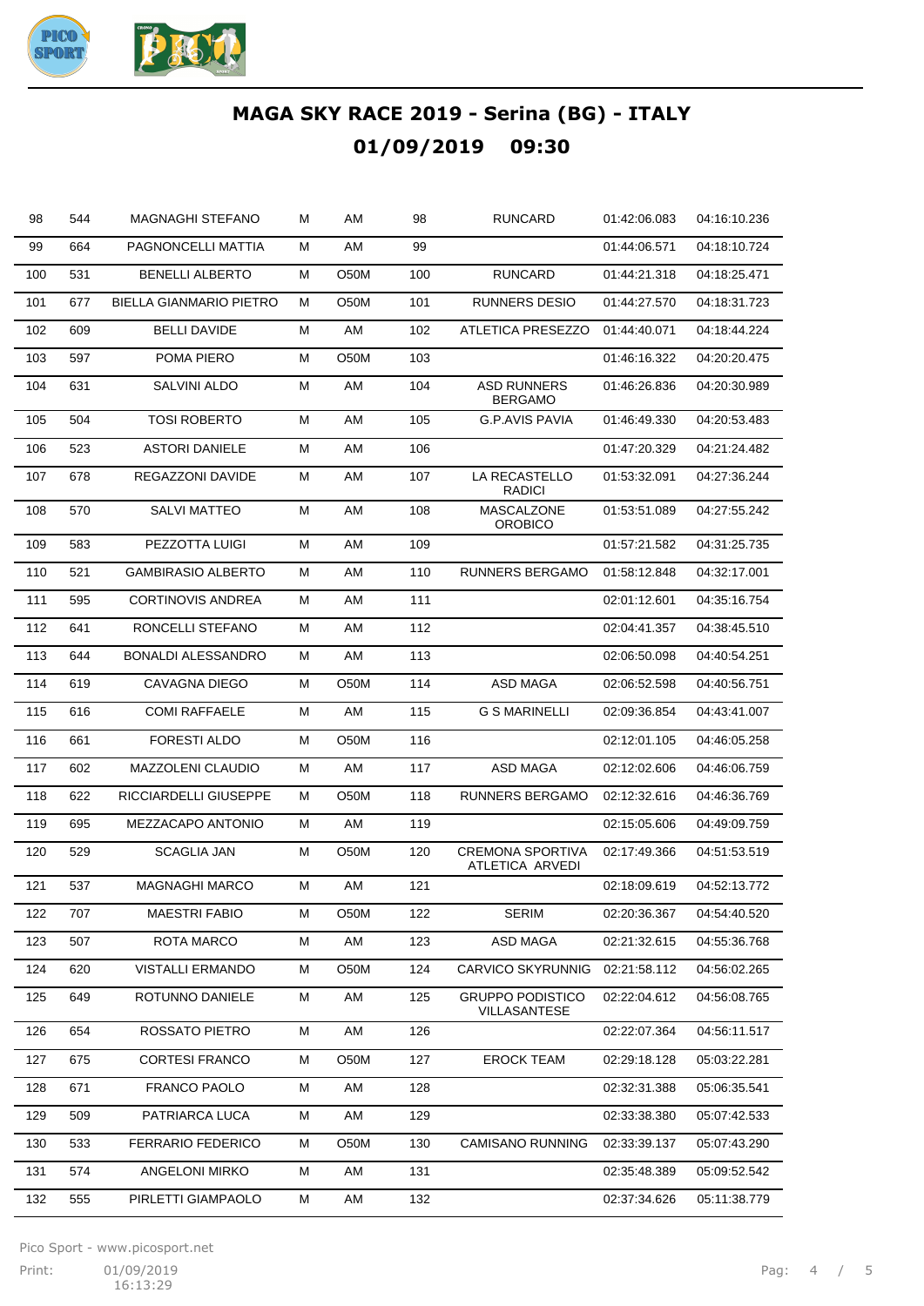# MAGA SKY RACE 2019 - Serina (BG) - ITALY

## 01/09/2019 09:30

| | | | | | | | | |
|---|---|---|---|---|---|---|---|---|
| 98 | 544 | MAGNAGHI STEFANO | M | AM | 98 | RUNCARD | 01:42:06.083 | 04:16:10.236 |
| 99 | 664 | PAGNONCELLI MATTIA | M | AM | 99 | | 01:44:06.571 | 04:18:10.724 |
| 100 | 531 | BENELLI ALBERTO | M | O50M | 100 | RUNCARD | 01:44:21.318 | 04:18:25.471 |
| 101 | 677 | BIELLA GIANMARIO PIETRO | M | O50M | 101 | RUNNERS DESIO | 01:44:27.570 | 04:18:31.723 |
| 102 | 609 | BELLI DAVIDE | M | AM | 102 | ATLETICA PRESEZZO | 01:44:40.071 | 04:18:44.224 |
| 103 | 597 | POMA PIERO | M | O50M | 103 | | 01:46:16.322 | 04:20:20.475 |
| 104 | 631 | SALVINI ALDO | M | AM | 104 | ASD RUNNERS BERGAMO | 01:46:26.836 | 04:20:30.989 |
| 105 | 504 | TOSI ROBERTO | M | AM | 105 | G.P.AVIS PAVIA | 01:46:49.330 | 04:20:53.483 |
| 106 | 523 | ASTORI DANIELE | M | AM | 106 | | 01:47:20.329 | 04:21:24.482 |
| 107 | 678 | REGAZZONI DAVIDE | M | AM | 107 | LA RECASTELLO RADICI | 01:53:32.091 | 04:27:36.244 |
| 108 | 570 | SALVI MATTEO | M | AM | 108 | MASCALZONE OROBICO | 01:53:51.089 | 04:27:55.242 |
| 109 | 583 | PEZZOTTA LUIGI | M | AM | 109 | | 01:57:21.582 | 04:31:25.735 |
| 110 | 521 | GAMBIRASIO ALBERTO | M | AM | 110 | RUNNERS BERGAMO | 01:58:12.848 | 04:32:17.001 |
| 111 | 595 | CORTINOVIS ANDREA | M | AM | 111 | | 02:01:12.601 | 04:35:16.754 |
| 112 | 641 | RONCELLI STEFANO | M | AM | 112 | | 02:04:41.357 | 04:38:45.510 |
| 113 | 644 | BONALDI ALESSANDRO | M | AM | 113 | | 02:06:50.098 | 04:40:54.251 |
| 114 | 619 | CAVAGNA DIEGO | M | O50M | 114 | ASD MAGA | 02:06:52.598 | 04:40:56.751 |
| 115 | 616 | COMI RAFFAELE | M | AM | 115 | G S MARINELLI | 02:09:36.854 | 04:43:41.007 |
| 116 | 661 | FORESTI ALDO | M | O50M | 116 | | 02:12:01.105 | 04:46:05.258 |
| 117 | 602 | MAZZOLENI CLAUDIO | M | AM | 117 | ASD MAGA | 02:12:02.606 | 04:46:06.759 |
| 118 | 622 | RICCIARDELLI GIUSEPPE | M | O50M | 118 | RUNNERS BERGAMO | 02:12:32.616 | 04:46:36.769 |
| 119 | 695 | MEZZACAPO ANTONIO | M | AM | 119 | | 02:15:05.606 | 04:49:09.759 |
| 120 | 529 | SCAGLIA JAN | M | O50M | 120 | CREMONA SPORTIVA ATLETICA ARVEDI | 02:17:49.366 | 04:51:53.519 |
| 121 | 537 | MAGNAGHI MARCO | M | AM | 121 | | 02:18:09.619 | 04:52:13.772 |
| 122 | 707 | MAESTRI FABIO | M | O50M | 122 | SERIM | 02:20:36.367 | 04:54:40.520 |
| 123 | 507 | ROTA MARCO | M | AM | 123 | ASD MAGA | 02:21:32.615 | 04:55:36.768 |
| 124 | 620 | VISTALLI ERMANDO | M | O50M | 124 | CARVICO SKYRUNNIG | 02:21:58.112 | 04:56:02.265 |
| 125 | 649 | ROTUNNO DANIELE | M | AM | 125 | GRUPPO PODISTICO VILLASANTESE | 02:22:04.612 | 04:56:08.765 |
| 126 | 654 | ROSSATO PIETRO | M | AM | 126 | | 02:22:07.364 | 04:56:11.517 |
| 127 | 675 | CORTESI FRANCO | M | O50M | 127 | EROCK TEAM | 02:29:18.128 | 05:03:22.281 |
| 128 | 671 | FRANCO PAOLO | M | AM | 128 | | 02:32:31.388 | 05:06:35.541 |
| 129 | 509 | PATRIARCA LUCA | M | AM | 129 | | 02:33:38.380 | 05:07:42.533 |
| 130 | 533 | FERRARIO FEDERICO | M | O50M | 130 | CAMISANO RUNNING | 02:33:39.137 | 05:07:43.290 |
| 131 | 574 | ANGELONI MIRKO | M | AM | 131 | | 02:35:48.389 | 05:09:52.542 |
| 132 | 555 | PIRLETTI GIAMPAOLO | M | AM | 132 | | 02:37:34.626 | 05:11:38.779 |

Pico Sport - www.picosport.net

Print: 01/09/2019 16:13:29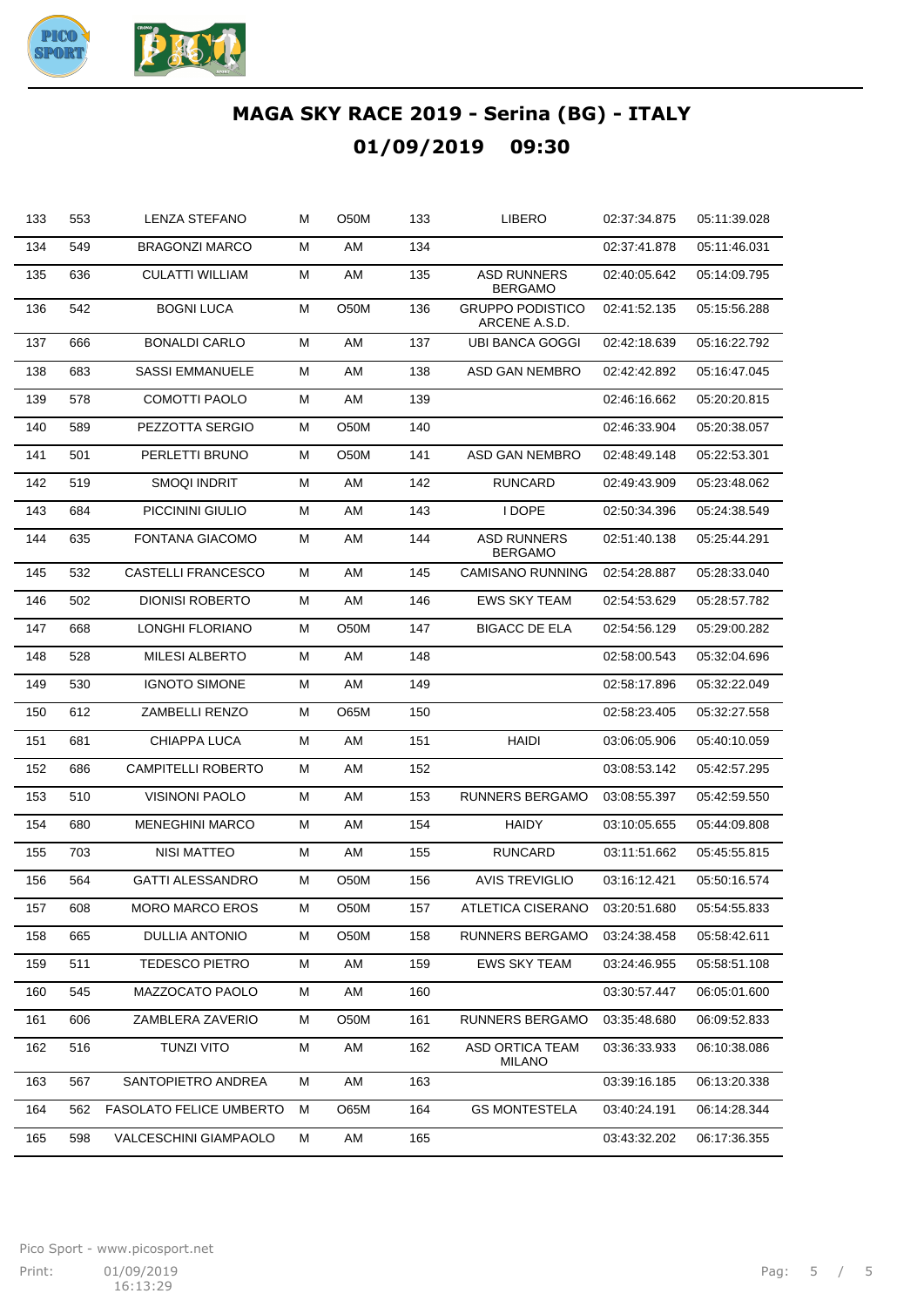# MAGA SKY RACE 2019 - Serina (BG) - ITALY

## 01/09/2019 09:30

| | | | | | | | | |
|---|---|---|---|---|---|---|---|---|
| 133 | 553 | LENZA STEFANO | M | O50M | 133 | LIBERO | 02:37:34.875 | 05:11:39.028 |
| 134 | 549 | BRAGONZI MARCO | M | AM | 134 | | 02:37:41.878 | 05:11:46.031 |
| 135 | 636 | CULATTI WILLIAM | M | AM | 135 | ASD RUNNERS BERGAMO | 02:40:05.642 | 05:14:09.795 |
| 136 | 542 | BOGNI LUCA | M | O50M | 136 | GRUPPO PODISTICO ARCENE A.S.D. | 02:41:52.135 | 05:15:56.288 |
| 137 | 666 | BONALDI CARLO | M | AM | 137 | UBI BANCA GOGGI | 02:42:18.639 | 05:16:22.792 |
| 138 | 683 | SASSI EMMANUELE | M | AM | 138 | ASD GAN NEMBRO | 02:42:42.892 | 05:16:47.045 |
| 139 | 578 | COMOTTI PAOLO | M | AM | 139 | | 02:46:16.662 | 05:20:20.815 |
| 140 | 589 | PEZZOTTA SERGIO | M | O50M | 140 | | 02:46:33.904 | 05:20:38.057 |
| 141 | 501 | PERLETTI BRUNO | M | O50M | 141 | ASD GAN NEMBRO | 02:48:49.148 | 05:22:53.301 |
| 142 | 519 | SMOQI INDRIT | M | AM | 142 | RUNCARD | 02:49:43.909 | 05:23:48.062 |
| 143 | 684 | PICCININI GIULIO | M | AM | 143 | I DOPE | 02:50:34.396 | 05:24:38.549 |
| 144 | 635 | FONTANA GIACOMO | M | AM | 144 | ASD RUNNERS BERGAMO | 02:51:40.138 | 05:25:44.291 |
| 145 | 532 | CASTELLI FRANCESCO | M | AM | 145 | CAMISANO RUNNING | 02:54:28.887 | 05:28:33.040 |
| 146 | 502 | DIONISI ROBERTO | M | AM | 146 | EWS SKY TEAM | 02:54:53.629 | 05:28:57.782 |
| 147 | 668 | LONGHI FLORIANO | M | O50M | 147 | BIGACC DE ELA | 02:54:56.129 | 05:29:00.282 |
| 148 | 528 | MILESI ALBERTO | M | AM | 148 | | 02:58:00.543 | 05:32:04.696 |
| 149 | 530 | IGNOTO SIMONE | M | AM | 149 | | 02:58:17.896 | 05:32:22.049 |
| 150 | 612 | ZAMBELLI RENZO | M | O65M | 150 | | 02:58:23.405 | 05:32:27.558 |
| 151 | 681 | CHIAPPA LUCA | M | AM | 151 | HAIDI | 03:06:05.906 | 05:40:10.059 |
| 152 | 686 | CAMPITELLI ROBERTO | M | AM | 152 | | 03:08:53.142 | 05:42:57.295 |
| 153 | 510 | VISINONI PAOLO | M | AM | 153 | RUNNERS BERGAMO | 03:08:55.397 | 05:42:59.550 |
| 154 | 680 | MENEGHINI MARCO | M | AM | 154 | HAIDY | 03:10:05.655 | 05:44:09.808 |
| 155 | 703 | NISI MATTEO | M | AM | 155 | RUNCARD | 03:11:51.662 | 05:45:55.815 |
| 156 | 564 | GATTI ALESSANDRO | M | O50M | 156 | AVIS TREVIGLIO | 03:16:12.421 | 05:50:16.574 |
| 157 | 608 | MORO MARCO EROS | M | O50M | 157 | ATLETICA CISERANO | 03:20:51.680 | 05:54:55.833 |
| 158 | 665 | DULLIA ANTONIO | M | O50M | 158 | RUNNERS BERGAMO | 03:24:38.458 | 05:58:42.611 |
| 159 | 511 | TEDESCO PIETRO | M | AM | 159 | EWS SKY TEAM | 03:24:46.955 | 05:58:51.108 |
| 160 | 545 | MAZZOCATO PAOLO | M | AM | 160 | | 03:30:57.447 | 06:05:01.600 |
| 161 | 606 | ZAMBLERA ZAVERIO | M | O50M | 161 | RUNNERS BERGAMO | 03:35:48.680 | 06:09:52.833 |
| 162 | 516 | TUNZI VITO | M | AM | 162 | ASD ORTICA TEAM MILANO | 03:36:33.933 | 06:10:38.086 |
| 163 | 567 | SANTOPIETRO ANDREA | M | AM | 163 | | 03:39:16.185 | 06:13:20.338 |
| 164 | 562 | FASOLATO FELICE UMBERTO | M | O65M | 164 | GS MONTESTELA | 03:40:24.191 | 06:14:28.344 |
| 165 | 598 | VALCESCHINI GIAMPAOLO | M | AM | 165 | | 03:43:32.202 | 06:17:36.355 |

Pico Sport - www.picosport.net

Print: 01/09/2019 16:13:29